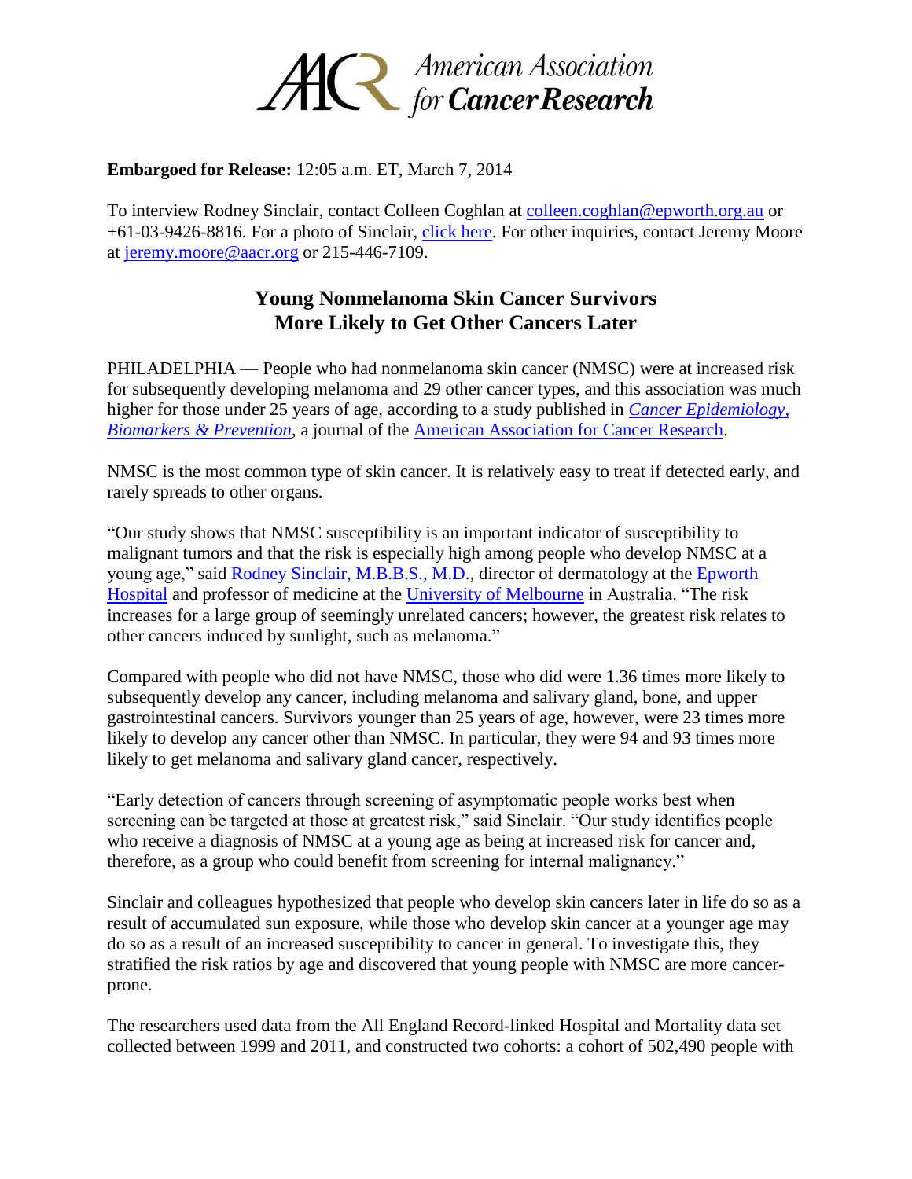American Association for Cancer Research

**Embargoed for Release:** 12:05 a.m. ET, March 7, 2014

To interview Rodney Sinclair, contact Colleen Coghlan at colleen.coghlan@epworth.org.au or +61-03-9426-8816. For a photo of Sinclair, click here. For other inquiries, contact Jeremy Moore at jeremy.moore@aacr.org or 215-446-7109.

## Young Nonmelanoma Skin Cancer Survivors More Likely to Get Other Cancers Later

PHILADELPHIA — People who had nonmelanoma skin cancer (NMSC) were at increased risk for subsequently developing melanoma and 29 other cancer types, and this association was much higher for those under 25 years of age, according to a study published in *Cancer Epidemiology, Biomarkers & Prevention*, a journal of the American Association for Cancer Research.

NMSC is the most common type of skin cancer. It is relatively easy to treat if detected early, and rarely spreads to other organs.

"Our study shows that NMSC susceptibility is an important indicator of susceptibility to malignant tumors and that the risk is especially high among people who develop NMSC at a young age," said Rodney Sinclair, M.B.B.S., M.D., director of dermatology at the Epworth Hospital and professor of medicine at the University of Melbourne in Australia. "The risk increases for a large group of seemingly unrelated cancers; however, the greatest risk relates to other cancers induced by sunlight, such as melanoma."

Compared with people who did not have NMSC, those who did were 1.36 times more likely to subsequently develop any cancer, including melanoma and salivary gland, bone, and upper gastrointestinal cancers. Survivors younger than 25 years of age, however, were 23 times more likely to develop any cancer other than NMSC. In particular, they were 94 and 93 times more likely to get melanoma and salivary gland cancer, respectively.

"Early detection of cancers through screening of asymptomatic people works best when screening can be targeted at those at greatest risk," said Sinclair. "Our study identifies people who receive a diagnosis of NMSC at a young age as being at increased risk for cancer and, therefore, as a group who could benefit from screening for internal malignancy."

Sinclair and colleagues hypothesized that people who develop skin cancers later in life do so as a result of accumulated sun exposure, while those who develop skin cancer at a younger age may do so as a result of an increased susceptibility to cancer in general. To investigate this, they stratified the risk ratios by age and discovered that young people with NMSC are more cancer-prone.

The researchers used data from the All England Record-linked Hospital and Mortality data set collected between 1999 and 2011, and constructed two cohorts: a cohort of 502,490 people with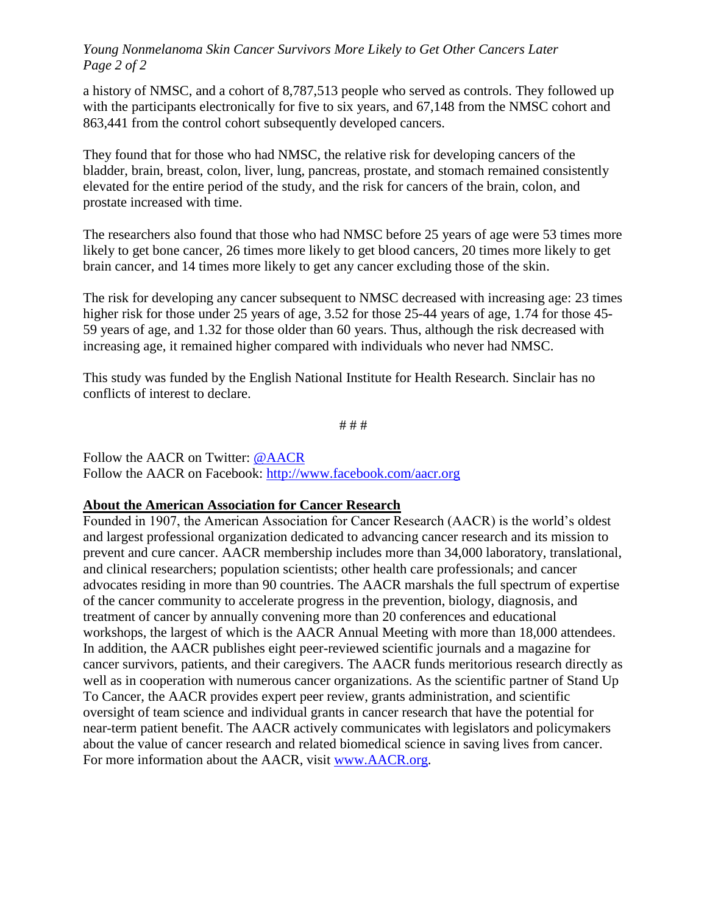a history of NMSC, and a cohort of 8,787,513 people who served as controls. They followed up with the participants electronically for five to six years, and 67,148 from the NMSC cohort and 863,441 from the control cohort subsequently developed cancers.

They found that for those who had NMSC, the relative risk for developing cancers of the bladder, brain, breast, colon, liver, lung, pancreas, prostate, and stomach remained consistently elevated for the entire period of the study, and the risk for cancers of the brain, colon, and prostate increased with time.

The researchers also found that those who had NMSC before 25 years of age were 53 times more likely to get bone cancer, 26 times more likely to get blood cancers, 20 times more likely to get brain cancer, and 14 times more likely to get any cancer excluding those of the skin.

The risk for developing any cancer subsequent to NMSC decreased with increasing age: 23 times higher risk for those under 25 years of age, 3.52 for those 25-44 years of age, 1.74 for those 45-59 years of age, and 1.32 for those older than 60 years. Thus, although the risk decreased with increasing age, it remained higher compared with individuals who never had NMSC.

This study was funded by the English National Institute for Health Research. Sinclair has no conflicts of interest to declare.

# # #

Follow the AACR on Twitter: @AACR
Follow the AACR on Facebook: http://www.facebook.com/aacr.org

**About the American Association for Cancer Research**

Founded in 1907, the American Association for Cancer Research (AACR) is the world's oldest and largest professional organization dedicated to advancing cancer research and its mission to prevent and cure cancer. AACR membership includes more than 34,000 laboratory, translational, and clinical researchers; population scientists; other health care professionals; and cancer advocates residing in more than 90 countries. The AACR marshals the full spectrum of expertise of the cancer community to accelerate progress in the prevention, biology, diagnosis, and treatment of cancer by annually convening more than 20 conferences and educational workshops, the largest of which is the AACR Annual Meeting with more than 18,000 attendees. In addition, the AACR publishes eight peer-reviewed scientific journals and a magazine for cancer survivors, patients, and their caregivers. The AACR funds meritorious research directly as well as in cooperation with numerous cancer organizations. As the scientific partner of Stand Up To Cancer, the AACR provides expert peer review, grants administration, and scientific oversight of team science and individual grants in cancer research that have the potential for near-term patient benefit. The AACR actively communicates with legislators and policymakers about the value of cancer research and related biomedical science in saving lives from cancer. For more information about the AACR, visit www.AACR.org.